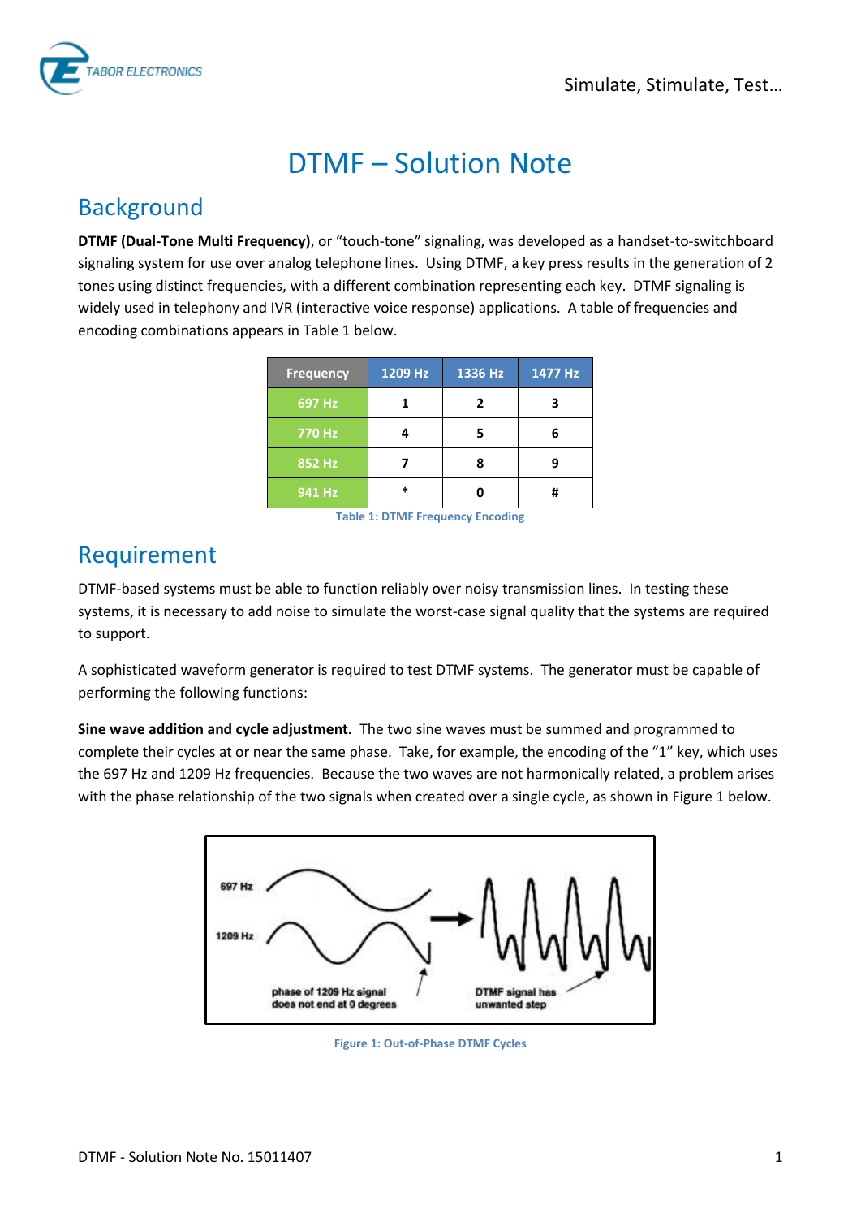# DTMF – Solution Note

## Background

**DTMF (Dual-Tone Multi Frequency)**, or "touch-tone" signaling, was developed as a handset-to-switchboard signaling system for use over analog telephone lines. Using DTMF, a key press results in the generation of 2 tones using distinct frequencies, with a different combination representing each key. DTMF signaling is widely used in telephony and IVR (interactive voice response) applications. A table of frequencies and encoding combinations appears in Table 1 below.

| Frequency | 1209 Hz | 1336 Hz | 1477 Hz |
|---|---|---|---|
| 697 Hz | 1 | 2 | 3 |
| 770 Hz | 4 | 5 | 6 |
| 852 Hz | 7 | 8 | 9 |
| 941 Hz | * | 0 | # |

Table 1: DTMF Frequency Encoding

## Requirement

DTMF-based systems must be able to function reliably over noisy transmission lines. In testing these systems, it is necessary to add noise to simulate the worst-case signal quality that the systems are required to support.

A sophisticated waveform generator is required to test DTMF systems. The generator must be capable of performing the following functions:

**Sine wave addition and cycle adjustment.** The two sine waves must be summed and programmed to complete their cycles at or near the same phase. Take, for example, the encoding of the "1" key, which uses the 697 Hz and 1209 Hz frequencies. Because the two waves are not harmonically related, a problem arises with the phase relationship of the two signals when created over a single cycle, as shown in Figure 1 below.

697 Hz

1209 Hz

phase of 1209 Hz signal does not end at 0 degrees

DTMF signal has unwanted step

Figure 1: Out-of-Phase DTMF Cycles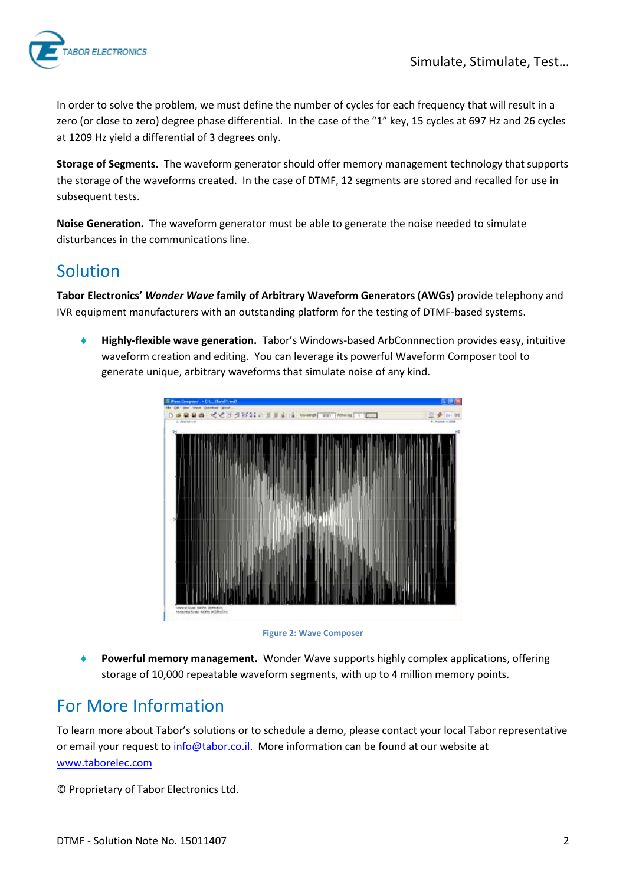In order to solve the problem, we must define the number of cycles for each frequency that will result in a zero (or close to zero) degree phase differential. In the case of the “1” key, 15 cycles at 697 Hz and 26 cycles at 1209 Hz yield a differential of 3 degrees only.

**Storage of Segments.** The waveform generator should offer memory management technology that supports the storage of the waveforms created. In the case of DTMF, 12 segments are stored and recalled for use in subsequent tests.

**Noise Generation.** The waveform generator must be able to generate the noise needed to simulate disturbances in the communications line.

## Solution

**Tabor Electronics' *Wonder Wave* family of Arbitrary Waveform Generators (AWGs)** provide telephony and IVR equipment manufacturers with an outstanding platform for the testing of DTMF-based systems.

- **Highly-flexible wave generation.** Tabor's Windows-based ArbConnnection provides easy, intuitive waveform creation and editing. You can leverage its powerful Waveform Composer tool to generate unique, arbitrary waveforms that simulate noise of any kind.

Figure 2: Wave Composer

- **Powerful memory management.** Wonder Wave supports highly complex applications, offering storage of 10,000 repeatable waveform segments, with up to 4 million memory points.

## For More Information

To learn more about Tabor's solutions or to schedule a demo, please contact your local Tabor representative or email your request to info@tabor.co.il. More information can be found at our website at www.taborelec.com

© Proprietary of Tabor Electronics Ltd.

DTMF - Solution Note No. 15011407